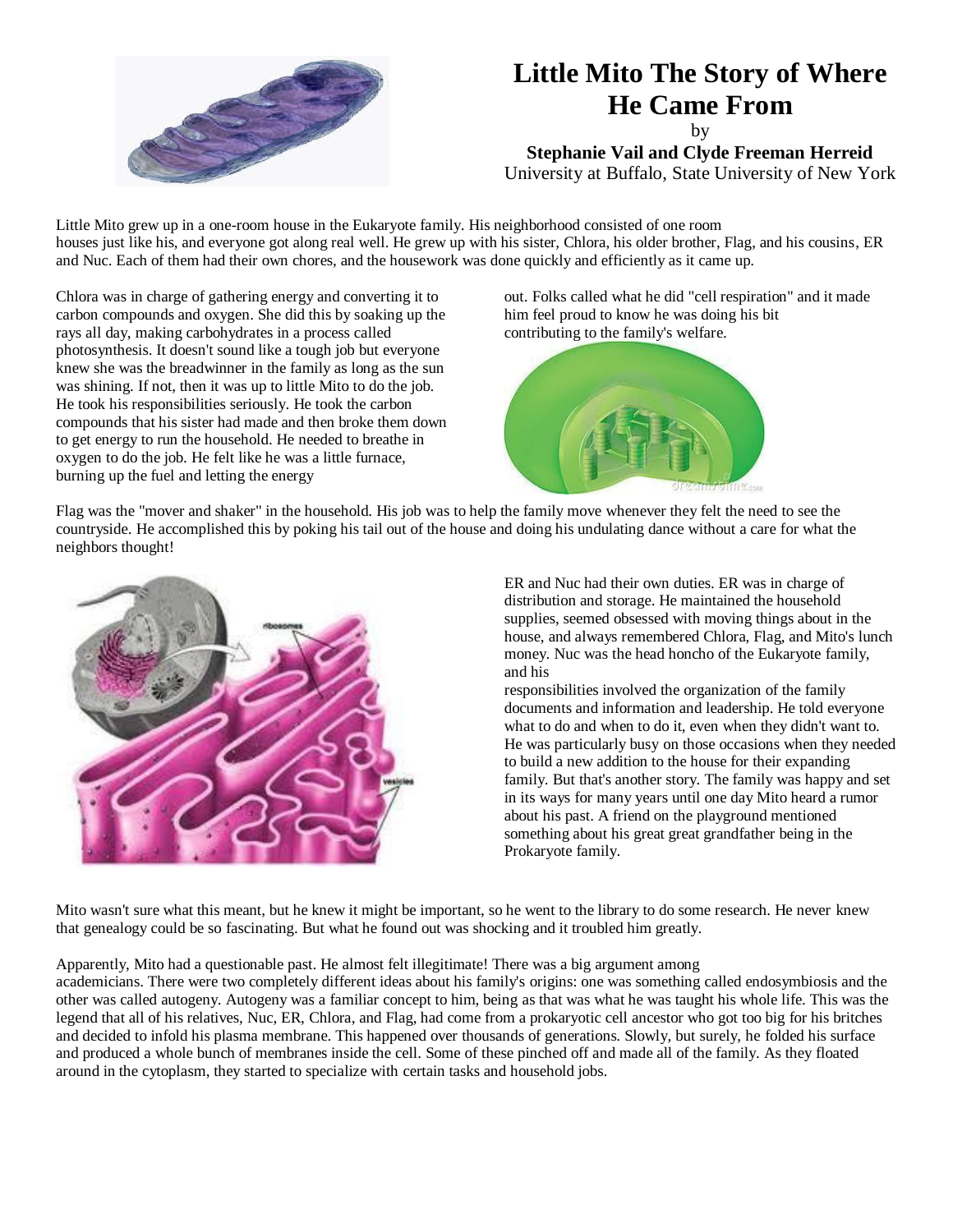# Little Mito The Story of Where He Came From

by

**Stephanie Vail and Clyde Freeman Herreid**

University at Buffalo, State University of New York

Little Mito grew up in a one-room house in the Eukaryote family. His neighborhood consisted of one room houses just like his, and everyone got along real well. He grew up with his sister, Chlora, his older brother, Flag, and his cousins, ER and Nuc. Each of them had their own chores, and the housework was done quickly and efficiently as it came up.

Chlora was in charge of gathering energy and converting it to carbon compounds and oxygen. She did this by soaking up the rays all day, making carbohydrates in a process called photosynthesis. It doesn't sound like a tough job but everyone knew she was the breadwinner in the family as long as the sun was shining. If not, then it was up to little Mito to do the job. He took his responsibilities seriously. He took the carbon compounds that his sister had made and then broke them down to get energy to run the household. He needed to breathe in oxygen to do the job. He felt like he was a little furnace, burning up the fuel and letting the energy out. Folks called what he did "cell respiration" and it made him feel proud to know he was doing his bit contributing to the family's welfare.

Flag was the "mover and shaker" in the household. His job was to help the family move whenever they felt the need to see the countryside. He accomplished this by poking his tail out of the house and doing his undulating dance without a care for what the neighbors thought!

ER and Nuc had their own duties. ER was in charge of distribution and storage. He maintained the household supplies, seemed obsessed with moving things about in the house, and always remembered Chlora, Flag, and Mito's lunch money. Nuc was the head honcho of the Eukaryote family, and his responsibilities involved the organization of the family documents and information and leadership. He told everyone what to do and when to do it, even when they didn't want to. He was particularly busy on those occasions when they needed to build a new addition to the house for their expanding family. But that's another story. The family was happy and set in its ways for many years until one day Mito heard a rumor about his past. A friend on the playground mentioned something about his great great grandfather being in the Prokaryote family.

Mito wasn't sure what this meant, but he knew it might be important, so he went to the library to do some research. He never knew that genealogy could be so fascinating. But what he found out was shocking and it troubled him greatly.

Apparently, Mito had a questionable past. He almost felt illegitimate! There was a big argument among academicians. There were two completely different ideas about his family's origins: one was something called endosymbiosis and the other was called autogeny. Autogeny was a familiar concept to him, being as that was what he was taught his whole life. This was the legend that all of his relatives, Nuc, ER, Chlora, and Flag, had come from a prokaryotic cell ancestor who got too big for his britches and decided to infold his plasma membrane. This happened over thousands of generations. Slowly, but surely, he folded his surface and produced a whole bunch of membranes inside the cell. Some of these pinched off and made all of the family. As they floated around in the cytoplasm, they started to specialize with certain tasks and household jobs.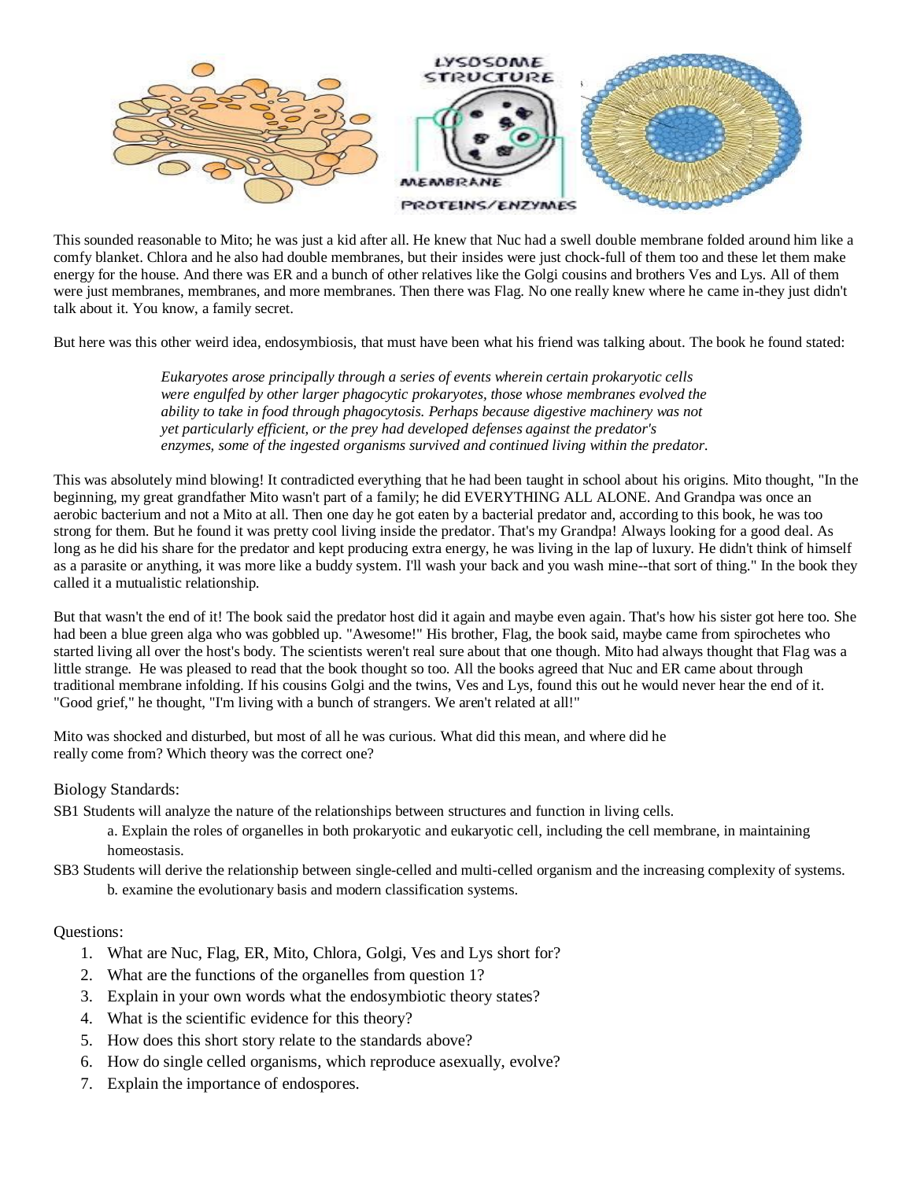This sounded reasonable to Mito; he was just a kid after all. He knew that Nuc had a swell double membrane folded around him like a comfy blanket. Chlora and he also had double membranes, but their insides were just chock-full of them too and these let them make energy for the house. And there was ER and a bunch of other relatives like the Golgi cousins and brothers Ves and Lys. All of them were just membranes, membranes, and more membranes. Then there was Flag. No one really knew where he came in-they just didn't talk about it. You know, a family secret.

But here was this other weird idea, endosymbiosis, that must have been what his friend was talking about. The book he found stated:

> *Eukaryotes arose principally through a series of events wherein certain prokaryotic cells were engulfed by other larger phagocytic prokaryotes, those whose membranes evolved the ability to take in food through phagocytosis. Perhaps because digestive machinery was not yet particularly efficient, or the prey had developed defenses against the predator's enzymes, some of the ingested organisms survived and continued living within the predator.*

This was absolutely mind blowing! It contradicted everything that he had been taught in school about his origins. Mito thought, "In the beginning, my great grandfather Mito wasn't part of a family; he did EVERYTHING ALL ALONE. And Grandpa was once an aerobic bacterium and not a Mito at all. Then one day he got eaten by a bacterial predator and, according to this book, he was too strong for them. But he found it was pretty cool living inside the predator. That's my Grandpa! Always looking for a good deal. As long as he did his share for the predator and kept producing extra energy, he was living in the lap of luxury. He didn't think of himself as a parasite or anything, it was more like a buddy system. I'll wash your back and you wash mine--that sort of thing." In the book they called it a mutualistic relationship.

But that wasn't the end of it! The book said the predator host did it again and maybe even again. That's how his sister got here too. She had been a blue green alga who was gobbled up. "Awesome!" His brother, Flag, the book said, maybe came from spirochetes who started living all over the host's body. The scientists weren't real sure about that one though. Mito had always thought that Flag was a little strange. He was pleased to read that the book thought so too. All the books agreed that Nuc and ER came about through traditional membrane infolding. If his cousins Golgi and the twins, Ves and Lys, found this out he would never hear the end of it. "Good grief," he thought, "I'm living with a bunch of strangers. We aren't related at all!"

Mito was shocked and disturbed, but most of all he was curious. What did this mean, and where did he really come from? Which theory was the correct one?

Biology Standards:

SB1 Students will analyze the nature of the relationships between structures and function in living cells.

- a. Explain the roles of organelles in both prokaryotic and eukaryotic cell, including the cell membrane, in maintaining homeostasis.

SB3 Students will derive the relationship between single-celled and multi-celled organism and the increasing complexity of systems.

- b. examine the evolutionary basis and modern classification systems.

Questions:

1. What are Nuc, Flag, ER, Mito, Chlora, Golgi, Ves and Lys short for?
2. What are the functions of the organelles from question 1?
3. Explain in your own words what the endosymbiotic theory states?
4. What is the scientific evidence for this theory?
5. How does this short story relate to the standards above?
6. How do single celled organisms, which reproduce asexually, evolve?
7. Explain the importance of endospores.